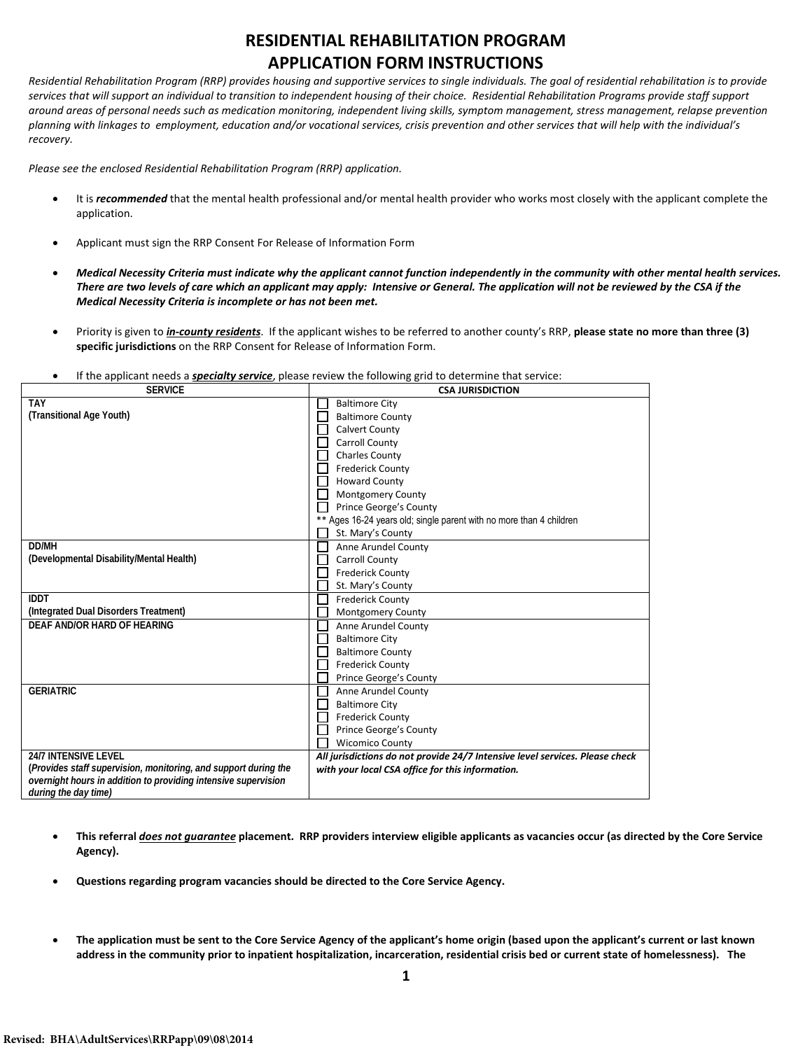# RESIDENTIAL REHABILITATION PROGRAM
# APPLICATION FORM INSTRUCTIONS

*Residential Rehabilitation Program (RRP) provides housing and supportive services to single individuals. The goal of residential rehabilitation is to provide services that will support an individual to transition to independent housing of their choice. Residential Rehabilitation Programs provide staff support around areas of personal needs such as medication monitoring, independent living skills, symptom management, stress management, relapse prevention planning with linkages to employment, education and/or vocational services, crisis prevention and other services that will help with the individual's recovery.*

*Please see the enclosed Residential Rehabilitation Program (RRP) application.*

- It is ***recommended*** that the mental health professional and/or mental health provider who works most closely with the applicant complete the application.
- Applicant must sign the RRP Consent For Release of Information Form
- ***Medical Necessity Criteria must indicate why the applicant cannot function independently in the community with other mental health services. There are two levels of care which an applicant may apply: Intensive or General. The application will not be reviewed by the CSA if the Medical Necessity Criteria is incomplete or has not been met.***
- Priority is given to ***in-county residents***. If the applicant wishes to be referred to another county's RRP, **please state no more than three (3) specific jurisdictions** on the RRP Consent for Release of Information Form.
- If the applicant needs a ***specialty service***, please review the following grid to determine that service:

| SERVICE | CSA JURISDICTION |
|---|---|
| **TAY** **(Transitional Age Youth)** | ☐ Baltimore City<br>☐ Baltimore County<br>☐ Calvert County<br>☐ Carroll County<br>☐ Charles County<br>☐ Frederick County<br>☐ Howard County<br>☐ Montgomery County<br>☐ Prince George's County<br>** Ages 16-24 years old; single parent with no more than 4 children<br>☐ St. Mary's County |
| **DD/MH** **(Developmental Disability/Mental Health)** | ☐ Anne Arundel County<br>☐ Carroll County<br>☐ Frederick County<br>☐ St. Mary's County |
| **IDDT** **(Integrated Dual Disorders Treatment)** | ☐ Frederick County<br>☐ Montgomery County |
| **DEAF AND/OR HARD OF HEARING** | ☐ Anne Arundel County<br>☐ Baltimore City<br>☐ Baltimore County<br>☐ Frederick County<br>☐ Prince George's County |
| **GERIATRIC** | ☐ Anne Arundel County<br>☐ Baltimore City<br>☐ Frederick County<br>☐ Prince George's County<br>☐ Wicomico County |
| **24/7 INTENSIVE LEVEL** ***(Provides staff supervision, monitoring, and support during the overnight hours in addition to providing intensive supervision during the day time)*** | ***All jurisdictions do not provide 24/7 Intensive level services. Please check with your local CSA office for this information.*** |

- **This referral *does not guarantee* placement. RRP providers interview eligible applicants as vacancies occur (as directed by the Core Service Agency).**
- **Questions regarding program vacancies should be directed to the Core Service Agency.**
- **The application must be sent to the Core Service Agency of the applicant's home origin (based upon the applicant's current or last known address in the community prior to inpatient hospitalization, incarceration, residential crisis bed or current state of homelessness). The**

Revised: BHA\AdultServices\RRPapp\09\08\2014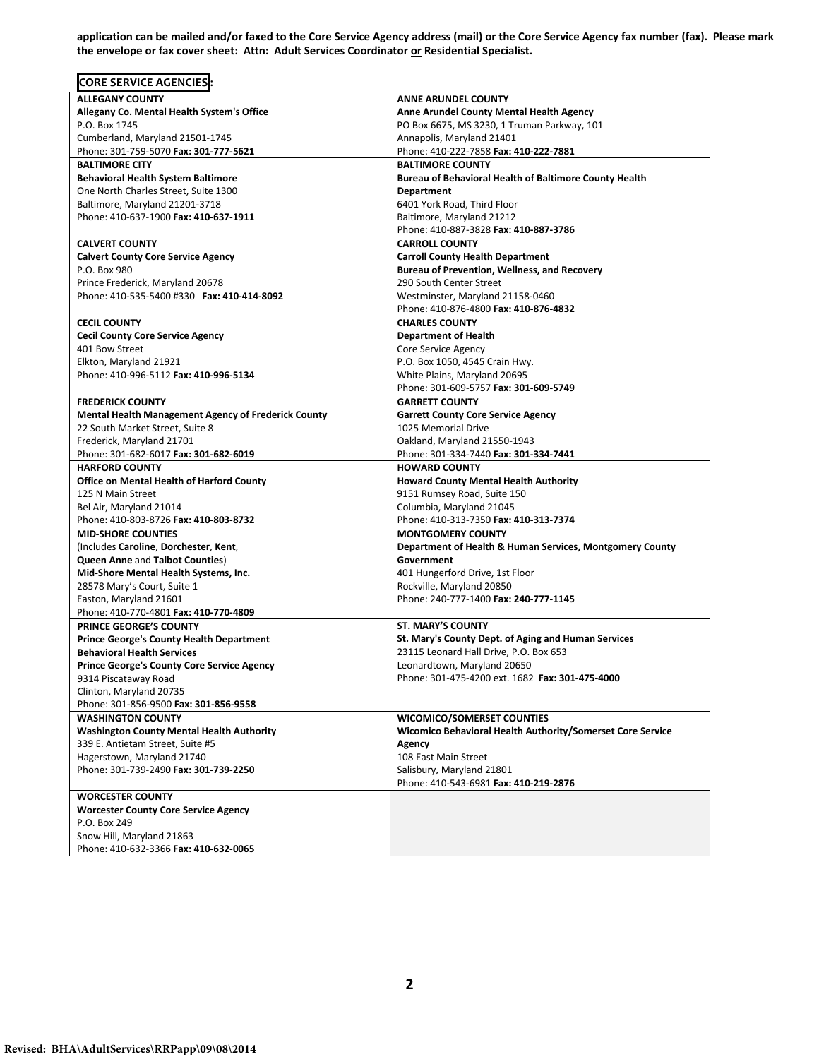**application can be mailed and/or faxed to the Core Service Agency address (mail) or the Core Service Agency fax number (fax). Please mark the envelope or fax cover sheet: Attn: Adult Services Coordinator or Residential Specialist.**

**CORE SERVICE AGENCIES:**

| | |
|---|---|
| **ALLEGANY COUNTY**<br>**Allegany Co. Mental Health System's Office**<br>P.O. Box 1745<br>Cumberland, Maryland 21501-1745<br>Phone: 301-759-5070 **Fax: 301-777-5621** | **ANNE ARUNDEL COUNTY**<br>**Anne Arundel County Mental Health Agency**<br>PO Box 6675, MS 3230, 1 Truman Parkway, 101<br>Annapolis, Maryland 21401<br>Phone: 410-222-7858 **Fax: 410-222-7881** |
| **BALTIMORE CITY**<br>**Behavioral Health System Baltimore**<br>One North Charles Street, Suite 1300<br>Baltimore, Maryland 21201-3718<br>Phone: 410-637-1900 **Fax: 410-637-1911** | **BALTIMORE COUNTY**<br>**Bureau of Behavioral Health of Baltimore County Health Department**<br>6401 York Road, Third Floor<br>Baltimore, Maryland 21212<br>Phone: 410-887-3828 **Fax: 410-887-3786** |
| **CALVERT COUNTY**<br>**Calvert County Core Service Agency**<br>P.O. Box 980<br>Prince Frederick, Maryland 20678<br>Phone: 410-535-5400 #330 **Fax: 410-414-8092** | **CARROLL COUNTY**<br>**Carroll County Health Department**<br>**Bureau of Prevention, Wellness, and Recovery**<br>290 South Center Street<br>Westminster, Maryland 21158-0460<br>Phone: 410-876-4800 **Fax: 410-876-4832** |
| **CECIL COUNTY**<br>**Cecil County Core Service Agency**<br>401 Bow Street<br>Elkton, Maryland 21921<br>Phone: 410-996-5112 **Fax: 410-996-5134** | **CHARLES COUNTY**<br>**Department of Health**<br>Core Service Agency<br>P.O. Box 1050, 4545 Crain Hwy.<br>White Plains, Maryland 20695<br>Phone: 301-609-5757 **Fax: 301-609-5749** |
| **FREDERICK COUNTY**<br>**Mental Health Management Agency of Frederick County**<br>22 South Market Street, Suite 8<br>Frederick, Maryland 21701<br>Phone: 301-682-6017 **Fax: 301-682-6019** | **GARRETT COUNTY**<br>**Garrett County Core Service Agency**<br>1025 Memorial Drive<br>Oakland, Maryland 21550-1943<br>Phone: 301-334-7440 **Fax: 301-334-7441** |
| **HARFORD COUNTY**<br>**Office on Mental Health of Harford County**<br>125 N Main Street<br>Bel Air, Maryland 21014<br>Phone: 410-803-8726 **Fax: 410-803-8732** | **HOWARD COUNTY**<br>**Howard County Mental Health Authority**<br>9151 Rumsey Road, Suite 150<br>Columbia, Maryland 21045<br>Phone: 410-313-7350 **Fax: 410-313-7374** |
| **MID-SHORE COUNTIES**<br>(Includes **Caroline**, **Dorchester**, **Kent**, **Queen Anne** and **Talbot Counties**)<br>**Mid-Shore Mental Health Systems, Inc.**<br>28578 Mary's Court, Suite 1<br>Easton, Maryland 21601<br>Phone: 410-770-4801 **Fax: 410-770-4809** | **MONTGOMERY COUNTY**<br>**Department of Health & Human Services, Montgomery County Government**<br>401 Hungerford Drive, 1st Floor<br>Rockville, Maryland 20850<br>Phone: 240-777-1400 **Fax: 240-777-1145** |
| **PRINCE GEORGE'S COUNTY**<br>**Prince George's County Health Department**<br>**Behavioral Health Services**<br>**Prince George's County Core Service Agency**<br>9314 Piscataway Road<br>Clinton, Maryland 20735<br>Phone: 301-856-9500 **Fax: 301-856-9558** | **ST. MARY'S COUNTY**<br>**St. Mary's County Dept. of Aging and Human Services**<br>23115 Leonard Hall Drive, P.O. Box 653<br>Leonardtown, Maryland 20650<br>Phone: 301-475-4200 ext. 1682 **Fax: 301-475-4000** |
| **WASHINGTON COUNTY**<br>**Washington County Mental Health Authority**<br>339 E. Antietam Street, Suite #5<br>Hagerstown, Maryland 21740<br>Phone: 301-739-2490 **Fax: 301-739-2250** | **WICOMICO/SOMERSET COUNTIES**<br>**Wicomico Behavioral Health Authority/Somerset Core Service Agency**<br>108 East Main Street<br>Salisbury, Maryland 21801<br>Phone: 410-543-6981 **Fax: 410-219-2876** |
| **WORCESTER COUNTY**<br>**Worcester County Core Service Agency**<br>P.O. Box 249<br>Snow Hill, Maryland 21863<br>Phone: 410-632-3366 **Fax: 410-632-0065** | |

Revised: BHA\AdultServices\RRPapp\09\08\2014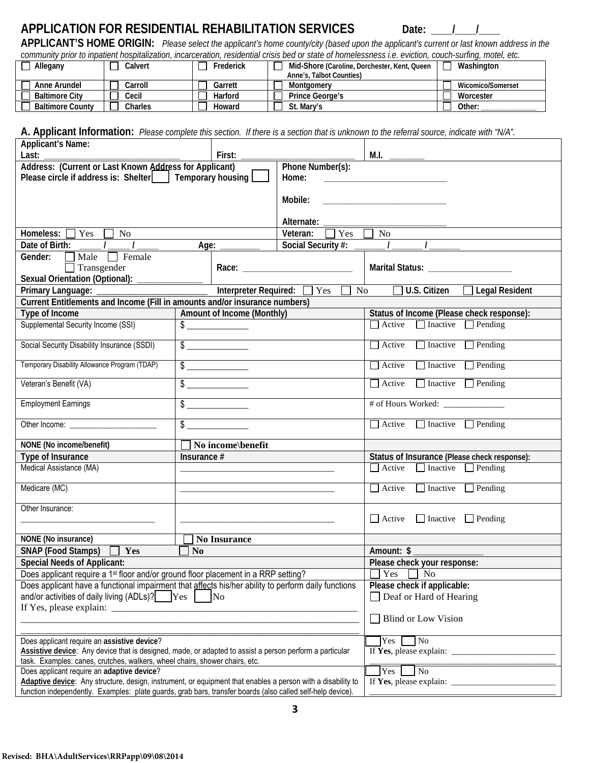# APPLICATION FOR RESIDENTIAL REHABILITATION SERVICES

**Date: ____/____/____**

**APPLICANT'S HOME ORIGIN:** *Please select the applicant's home county/city (based upon the applicant's current or last known address in the community prior to inpatient hospitalization, incarceration, residential crisis bed or state of homelessness i.e. eviction, couch-surfing, motel, etc.*

| | | | | |
|---|---|---|---|---|
| ☐ Allegany | ☐ Calvert | ☐ Frederick | ☐ Mid-Shore (Caroline, Dorchester, Kent, Queen Anne's, Talbot Counties) | ☐ Washington |
| ☐ Anne Arundel | ☐ Carroll | ☐ Garrett | ☐ Montgomery | ☐ Wicomico/Somerset |
| ☐ Baltimore City | ☐ Cecil | ☐ Harford | ☐ Prince George's | ☐ Worcester |
| ☐ Baltimore County | ☐ Charles | ☐ Howard | ☐ St. Mary's | ☐ Other: ______________ |

## A. Applicant Information:

*Please complete this section. If there is a section that is unknown to the referral source, indicate with "N/A".*

**Applicant's Name:**
**Last:** ______________________________ **First:** __________________________ **M.I.** ________

**Address: (Current or Last Known Address for Applicant)**
**Please circle if address is: Shelter** ☐ **Temporary housing** ☐

**Phone Number(s):**
**Home:** ____________________________
**Mobile:** ____________________________
**Alternate:** ____________________________

**Homeless:** ☐ Yes ☐ No **Veteran:** ☐ Yes ☐ No

**Date of Birth:** _____ / _____ / _____ **Age:** _________ **Social Security #:** _______ / _______ / _______

**Gender:** ☐ Male ☐ Female ☐ Transgender **Race:** _________________________ **Marital Status:** ___________________

**Sexual Orientation (Optional):** ______________

**Primary Language:** ________________________ **Interpreter Required:** ☐ Yes ☐ No ☐ **U.S. Citizen** ☐ **Legal Resident**

**Current Entitlements and Income (Fill in amounts and/or insurance numbers)**

| Type of Income | Amount of Income (Monthly) | Status of Income (Please check response): |
|---|---|---|
| Supplemental Security Income (SSI) | $ ______________ | ☐ Active ☐ Inactive ☐ Pending |
| Social Security Disability Insurance (SSDI) | $ ______________ | ☐ Active ☐ Inactive ☐ Pending |
| Temporary Disability Allowance Program (TDAP) | $ ______________ | ☐ Active ☐ Inactive ☐ Pending |
| Veteran's Benefit (VA) | $ ______________ | ☐ Active ☐ Inactive ☐ Pending |
| Employment Earnings | $ ______________ | # of Hours Worked: ______________ |
| Other Income: _____________________ | $ ______________ | ☐ Active ☐ Inactive ☐ Pending |
| NONE (No income/benefit) | ☐ No income\benefit | |

| Type of Insurance | Insurance # | Status of Insurance (Please check response): |
|---|---|---|
| Medical Assistance (MA) | ____________________________________ | ☐ Active ☐ Inactive ☐ Pending |
| Medicare (MC) | ____________________________________ | ☐ Active ☐ Inactive ☐ Pending |
| Other Insurance: ________________________________ | ____________________________________ | ☐ Active ☐ Inactive ☐ Pending |
| NONE (No insurance) | ☐ No Insurance | |
| SNAP (Food Stamps) ☐ Yes | ☐ No | Amount: $ _______________ |

| Special Needs of Applicant: | Please check your response: |
|---|---|
| Does applicant require a 1st floor and/or ground floor placement in a RRP setting? | ☐ Yes ☐ No |
| Does applicant have a functional impairment that affects his/her ability to perform daily functions and/or activities of daily living (ADLs)? ☐ Yes ☐ No<br>If Yes, please explain: ____________________________________________________ | **Please check if applicable:**<br>☐ Deaf or Hard of Hearing<br>☐ Blind or Low Vision |
| Does applicant require an **assistive device**?<br>**Assistive device**: Any device that is designed, made, or adapted to assist a person perform a particular task. Examples: canes, crutches, walkers, wheel chairs, shower chairs, etc. | ☐ Yes ☐ No<br>If **Yes**, please explain: ________________________ |
| Does applicant require an **adaptive device**?<br>**Adaptive device**: Any structure, design, instrument, or equipment that enables a person with a disability to function independently. Examples: plate guards, grab bars, transfer boards (also called self-help device). | ☐ Yes ☐ No<br>If **Yes**, please explain: ________________________ |

Revised: BHA\AdultServices\RRPapp\09\08\2014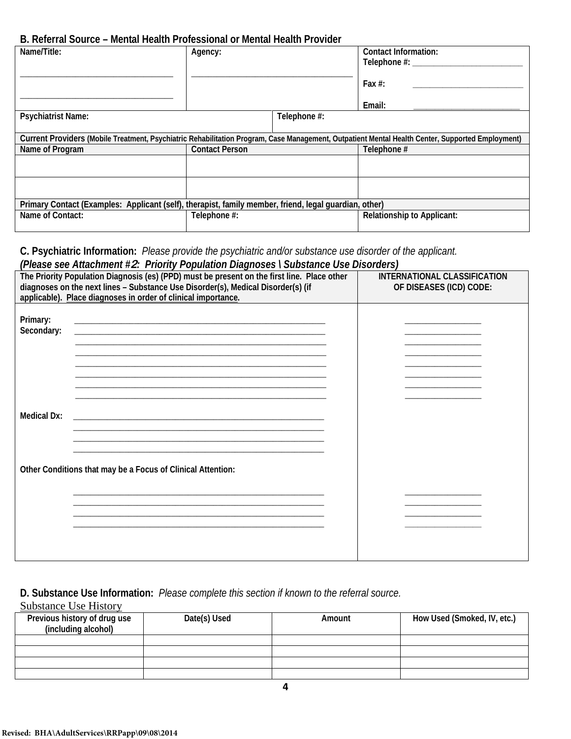### B. Referral Source – Mental Health Professional or Mental Health Provider

| Name/Title: | Agency: | Contact Information: |
|---|---|---|
| ______________________________ ______________________________ | ________________________________ | Telephone #: ______________________ Fax #: ______________________ Email: ______________________ |

| Psychiatrist Name: | Telephone #: |
|---|---|
| | |

| Current Providers (Mobile Treatment, Psychiatric Rehabilitation Program, Case Management, Outpatient Mental Health Center, Supported Employment) | | |
|---|---|---|
| **Name of Program** | **Contact Person** | **Telephone #** |
| | | |
| | | |

| Primary Contact (Examples: Applicant (self), therapist, family member, friend, legal guardian, other) | | |
|---|---|---|
| **Name of Contact:** | **Telephone #:** | **Relationship to Applicant:** |
| | | |

### C. Psychiatric Information: *Please provide the psychiatric and/or substance use disorder of the applicant.*

***(Please see Attachment #2: Priority Population Diagnoses \ Substance Use Disorders)***

| The Priority Population Diagnosis (es) (PPD) must be present on the first line. Place other diagnoses on the next lines – Substance Use Disorder(s), Medical Disorder(s) (if applicable). Place diagnoses in order of clinical importance. | INTERNATIONAL CLASSIFICATION OF DISEASES (ICD) CODE: |
|---|---|
| Primary: ______________________________ | ______________ |
| Secondary: ______________________________ | ______________ |
| ______________________________ | ______________ |
| ______________________________ | ______________ |
| ______________________________ | ______________ |
| ______________________________ | ______________ |
| ______________________________ | ______________ |
| ______________________________ | ______________ |
| Medical Dx: ______________________________ | |
| ______________________________ | |
| ______________________________ | |
| ______________________________ | |
| Other Conditions that may be a Focus of Clinical Attention: | |
| ______________________________ | ______________ |
| ______________________________ | ______________ |
| ______________________________ | ______________ |
| ______________________________ | ______________ |

### D. Substance Use Information: *Please complete this section if known to the referral source.*

Substance Use History

| Previous history of drug use (including alcohol) | Date(s) Used | Amount | How Used (Smoked, IV, etc.) |
|---|---|---|---|
| | | | |
| | | | |
| | | | |
| | | | |

Revised: BHA\AdultServices\RRPapp\09\08\2014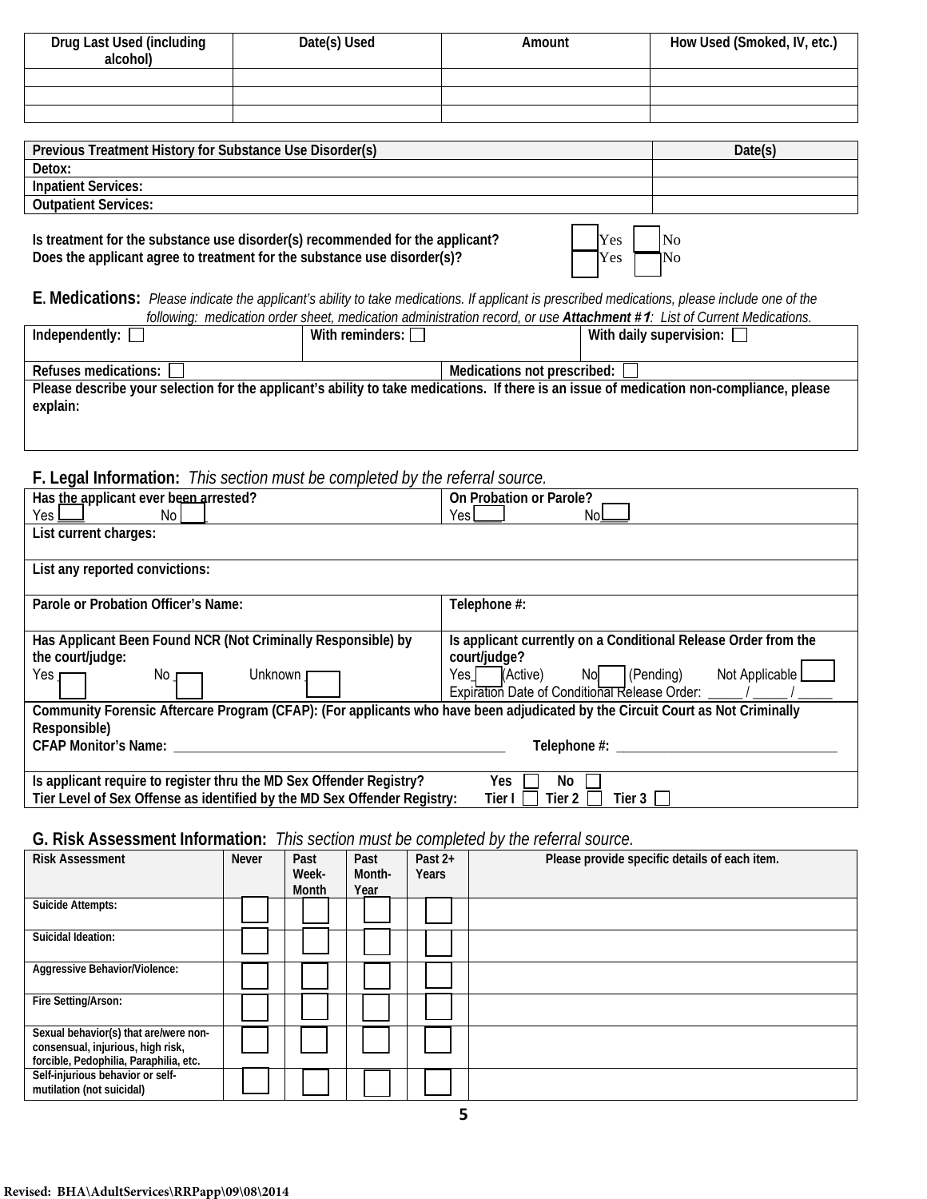| Drug Last Used (including alcohol) | Date(s) Used | Amount | How Used (Smoked, IV, etc.) |
|---|---|---|---|
| | | | |
| | | | |
| | | | |

| Previous Treatment History for Substance Use Disorder(s) | Date(s) |
|---|---|
| Detox: | |
| Inpatient Services: | |
| Outpatient Services: | |

**Is treatment for the substance use disorder(s) recommended for the applicant?** ☐ Yes ☐ No
**Does the applicant agree to treatment for the substance use disorder(s)?** ☐ Yes ☐ No

## E. Medications:

*Please indicate the applicant's ability to take medications. If applicant is prescribed medications, please include one of the following: medication order sheet, medication administration record, or use* ***Attachment #1****: List of Current Medications.*

| Independently: ☐ | With reminders: ☐ | With daily supervision: ☐ |
|---|---|---|
| Refuses medications: ☐ | Medications not prescribed: ☐ | |
| Please describe your selection for the applicant's ability to take medications. If there is an issue of medication non-compliance, please explain: | | |

## F. Legal Information:

*This section must be completed by the referral source.*

| Has the applicant ever been arrested? Yes ☐ No ☐ | On Probation or Parole? Yes ☐ No ☐ |
|---|---|
| List current charges: | |
| List any reported convictions: | |
| Parole or Probation Officer's Name: | Telephone #: |
| Has Applicant Been Found NCR (Not Criminally Responsible) by the court/judge: Yes ☐ No ☐ Unknown ☐ | Is applicant currently on a Conditional Release Order from the court/judge? Yes ☐ (Active) No ☐ (Pending) Not Applicable ☐ Expiration Date of Conditional Release Order: _____ / _____ / _____ |
| Community Forensic Aftercare Program (CFAP): (For applicants who have been adjudicated by the Circuit Court as Not Criminally Responsible) CFAP Monitor's Name: ______________________________ Telephone #: ______________________ | |
| Is applicant require to register thru the MD Sex Offender Registry? Yes ☐ No ☐ Tier Level of Sex Offense as identified by the MD Sex Offender Registry: Tier I ☐ Tier 2 ☐ Tier 3 ☐ | |

## G. Risk Assessment Information:

*This section must be completed by the referral source.*

| Risk Assessment | Never | Past Week-Month | Past Month-Year | Past 2+ Years | Please provide specific details of each item. |
|---|---|---|---|---|---|
| Suicide Attempts: | ☐ | ☐ | ☐ | ☐ | |
| Suicidal Ideation: | ☐ | ☐ | ☐ | ☐ | |
| Aggressive Behavior/Violence: | ☐ | ☐ | ☐ | ☐ | |
| Fire Setting/Arson: | ☐ | ☐ | ☐ | ☐ | |
| Sexual behavior(s) that are/were non-consensual, injurious, high risk, forcible, Pedophilia, Paraphilia, etc. | ☐ | ☐ | ☐ | ☐ | |
| Self-injurious behavior or self-mutilation (not suicidal) | ☐ | ☐ | ☐ | ☐ | |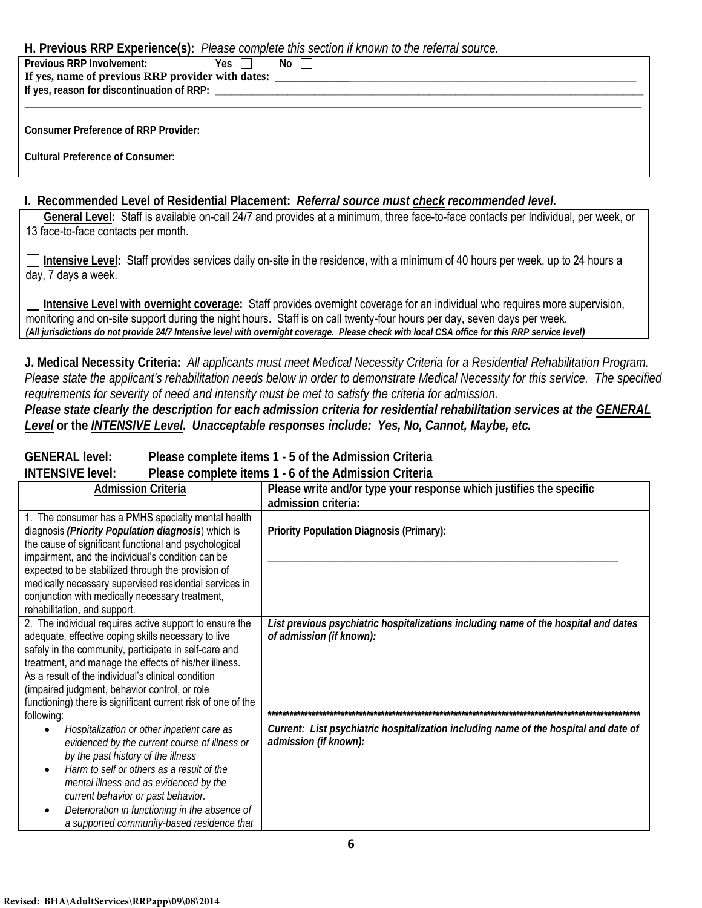**H. Previous RRP Experience(s):** *Please complete this section if known to the referral source.*

| |
|---|
| **Previous RRP Involvement:** Yes ☐ No ☐<br>**If yes, name of previous RRP provider with dates:** ______________________________<br>**If yes, reason for discontinuation of RRP:** ______________________________<br>______________________________ |
| **Consumer Preference of RRP Provider:** |
| **Cultural Preference of Consumer:** |

**I. Recommended Level of Residential Placement:** ***Referral source must <u>check</u> recommended level.***

☐ **<u>General Level</u>:** Staff is available on-call 24/7 and provides at a minimum, three face-to-face contacts per Individual, per week, or 13 face-to-face contacts per month.

☐ **<u>Intensive Level</u>:** Staff provides services daily on-site in the residence, with a minimum of 40 hours per week, up to 24 hours a day, 7 days a week.

☐ **<u>Intensive Level with overnight coverage</u>:** Staff provides overnight coverage for an individual who requires more supervision, monitoring and on-site support during the night hours. Staff is on call twenty-four hours per day, seven days per week.
***(All jurisdictions do not provide 24/7 Intensive level with overnight coverage. Please check with local CSA office for this RRP service level)***

**J. Medical Necessity Criteria:** *All applicants must meet Medical Necessity Criteria for a Residential Rehabilitation Program. Please state the applicant's rehabilitation needs below in order to demonstrate Medical Necessity for this service. The specified requirements for severity of need and intensity must be met to satisfy the criteria for admission.*
***Please state clearly the description for each admission criteria for residential rehabilitation services at the <u>GENERAL Level</u>*** **or the** ***<u>INTENSIVE Level</u>. Unacceptable responses include: Yes, No, Cannot, Maybe, etc.***

**GENERAL level: Please complete items 1 - 5 of the Admission Criteria**
**INTENSIVE level: Please complete items 1 - 6 of the Admission Criteria**

| <u>Admission Criteria</u> | **Please write and/or type your response which justifies the specific admission criteria:** |
|---|---|
| 1. The consumer has a PMHS specialty mental health diagnosis ***(Priority Population diagnosis)*** which is the cause of significant functional and psychological impairment, and the individual's condition can be expected to be stabilized through the provision of medically necessary supervised residential services in conjunction with medically necessary treatment, rehabilitation, and support. | **Priority Population Diagnosis (Primary):**<br><br>______________________________ |
| 2. The individual requires active support to ensure the adequate, effective coping skills necessary to live safely in the community, participate in self-care and treatment, and manage the effects of his/her illness. As a result of the individual's clinical condition (impaired judgment, behavior control, or role functioning) there is significant current risk of one of the following:<br>• *Hospitalization or other inpatient care as evidenced by the current course of illness or by the past history of the illness*<br>• *Harm to self or others as a result of the mental illness and as evidenced by the current behavior or past behavior.*<br>• *Deterioration in functioning in the absence of a supported community-based residence that* | ***List previous psychiatric hospitalizations including name of the hospital and dates of admission (if known):***<br><br>****************************************<br>***Current: List psychiatric hospitalization including name of the hospital and date of admission (if known):*** |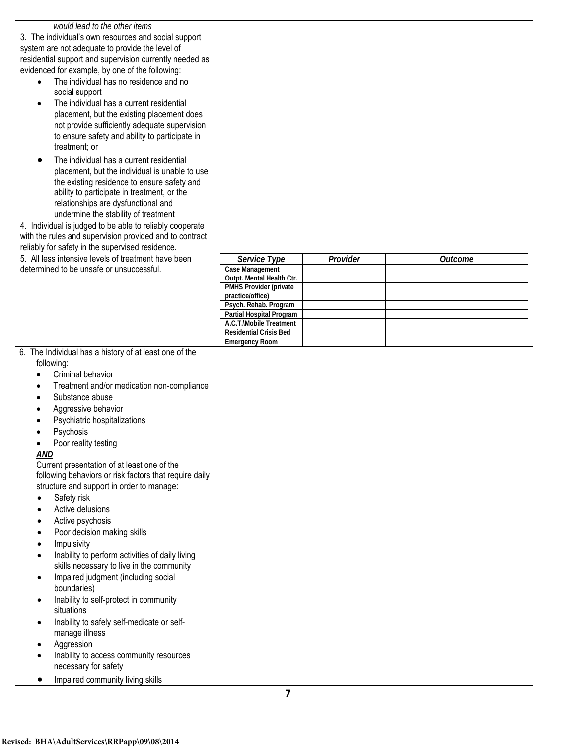| | |
|---|---|
| *would lead to the other items* | |
| 3. The individual's own resources and social support system are not adequate to provide the level of residential support and supervision currently needed as evidenced for example, by one of the following:<br>• The individual has no residence and no social support<br>• The individual has a current residential placement, but the existing placement does not provide sufficiently adequate supervision to ensure safety and ability to participate in treatment; or<br>• The individual has a current residential placement, but the individual is unable to use the existing residence to ensure safety and ability to participate in treatment, or the relationships are dysfunctional and undermine the stability of treatment | |
| 4. Individual is judged to be able to reliably cooperate with the rules and supervision provided and to contract reliably for safety in the supervised residence. | |
| 5. All less intensive levels of treatment have been determined to be unsafe or unsuccessful. | *(see table below)* |
| 6. The Individual has a history of at least one of the following:<br>• Criminal behavior<br>• Treatment and/or medication non-compliance<br>• Substance abuse<br>• Aggressive behavior<br>• Psychiatric hospitalizations<br>• Psychosis<br>• Poor reality testing<br>***AND***<br>Current presentation of at least one of the following behaviors or risk factors that require daily structure and support in order to manage:<br>• Safety risk<br>• Active delusions<br>• Active psychosis<br>• Poor decision making skills<br>• Impulsivity<br>• Inability to perform activities of daily living skills necessary to live in the community<br>• Impaired judgment (including social boundaries)<br>• Inability to self-protect in community situations<br>• Inability to safely self-medicate or self-manage illness<br>• Aggression<br>• Inability to access community resources necessary for safety<br>• Impaired community living skills | |

| *Service Type* | *Provider* | *Outcome* |
|---|---|---|
| **Case Management** | | |
| **Outpt. Mental Health Ctr.** | | |
| **PMHS Provider (private practice/office)** | | |
| **Psych. Rehab. Program** | | |
| **Partial Hospital Program** | | |
| **A.C.T.\Mobile Treatment** | | |
| **Residential Crisis Bed** | | |
| **Emergency Room** | | |

**Revised: BHA\AdultServices\RRPapp\09\08\2014**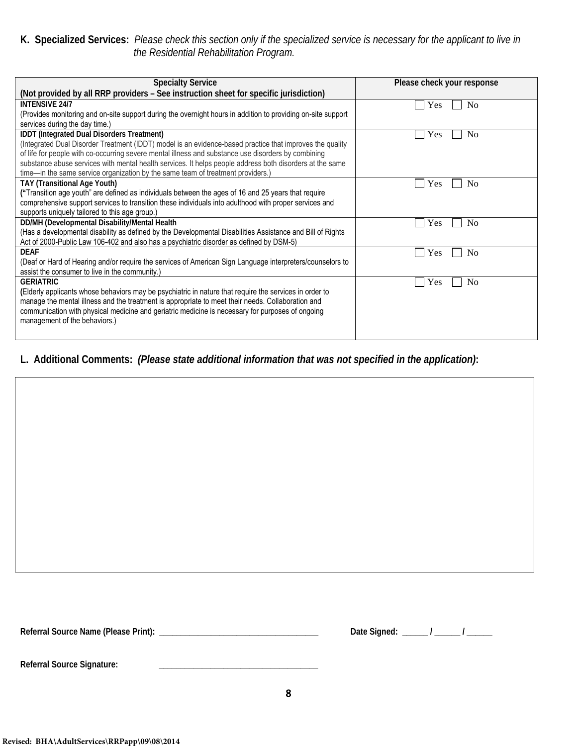**K. Specialized Services:** *Please check this section only if the specialized service is necessary for the applicant to live in the Residential Rehabilitation Program.*

| Specialty Service (Not provided by all RRP providers – See instruction sheet for specific jurisdiction) | Please check your response |
|---|---|
| **INTENSIVE 24/7** (Provides monitoring and on-site support during the overnight hours in addition to providing on-site support services during the day time.) | ☐ Yes ☐ No |
| **IDDT (Integrated Dual Disorders Treatment)** (Integrated Dual Disorder Treatment (IDDT) model is an evidence-based practice that improves the quality of life for people with co-occurring severe mental illness and substance use disorders by combining substance abuse services with mental health services. It helps people address both disorders at the same time—in the same service organization by the same team of treatment providers.) | ☐ Yes ☐ No |
| **TAY (Transitional Age Youth)** ("Transition age youth" are defined as individuals between the ages of 16 and 25 years that require comprehensive support services to transition these individuals into adulthood with proper services and supports uniquely tailored to this age group.) | ☐ Yes ☐ No |
| **DD/MH (Developmental Disability/Mental Health** (Has a developmental disability as defined by the Developmental Disabilities Assistance and Bill of Rights Act of 2000-Public Law 106-402 and also has a psychiatric disorder as defined by DSM-5) | ☐ Yes ☐ No |
| **DEAF** (Deaf or Hard of Hearing and/or require the services of American Sign Language interpreters/counselors to assist the consumer to live in the community.) | ☐ Yes ☐ No |
| **GERIATRIC** (Elderly applicants whose behaviors may be psychiatric in nature that require the services in order to manage the mental illness and the treatment is appropriate to meet their needs. Collaboration and communication with physical medicine and geriatric medicine is necessary for purposes of ongoing management of the behaviors.) | ☐ Yes ☐ No |

**L. Additional Comments:** ***(Please state additional information that was not specified in the application)*:**

**Referral Source Name (Please Print):** ____________________________________ **Date Signed:** _____ / _____ / _____

**Referral Source Signature:** ____________________________________

**Revised: BHA\AdultServices\RRPapp\09\08\2014**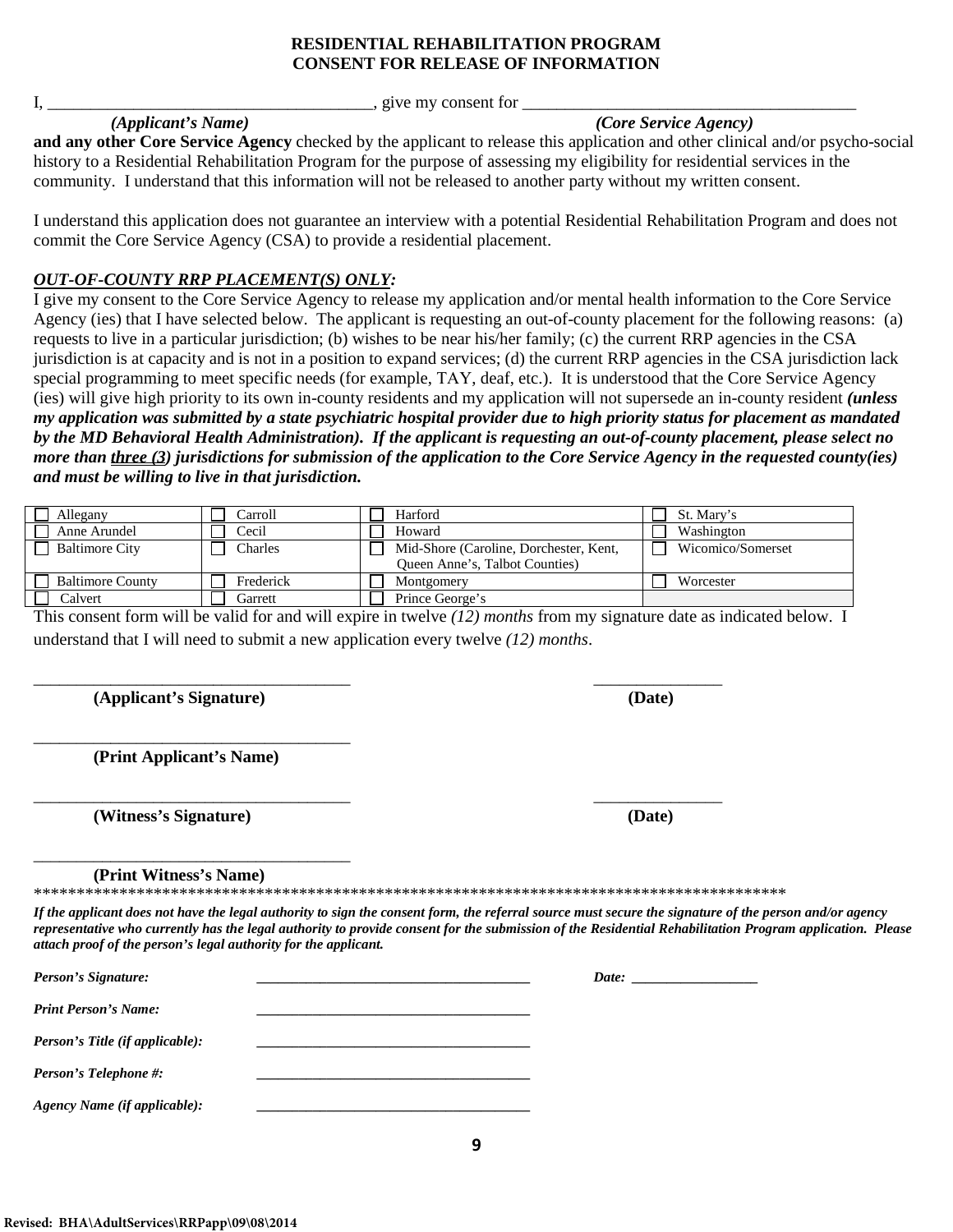# RESIDENTIAL REHABILITATION PROGRAM
## CONSENT FOR RELEASE OF INFORMATION

I, ______________________________________, give my consent for ______________________________________
*(Applicant's Name)* *(Core Service Agency)*
**and any other Core Service Agency** checked by the applicant to release this application and other clinical and/or psycho-social history to a Residential Rehabilitation Program for the purpose of assessing my eligibility for residential services in the community. I understand that this information will not be released to another party without my written consent.

I understand this application does not guarantee an interview with a potential Residential Rehabilitation Program and does not commit the Core Service Agency (CSA) to provide a residential placement.

***OUT-OF-COUNTY RRP PLACEMENT(S) ONLY:***

I give my consent to the Core Service Agency to release my application and/or mental health information to the Core Service Agency (ies) that I have selected below. The applicant is requesting an out-of-county placement for the following reasons: (a) requests to live in a particular jurisdiction; (b) wishes to be near his/her family; (c) the current RRP agencies in the CSA jurisdiction is at capacity and is not in a position to expand services; (d) the current RRP agencies in the CSA jurisdiction lack special programming to meet specific needs (for example, TAY, deaf, etc.). It is understood that the Core Service Agency (ies) will give high priority to its own in-county residents and my application will not supersede an in-county resident ***(unless my application was submitted by a state psychiatric hospital provider due to high priority status for placement as mandated by the MD Behavioral Health Administration). If the applicant is requesting an out-of-county placement, please select no more than three (3) jurisdictions for submission of the application to the Core Service Agency in the requested county(ies) and must be willing to live in that jurisdiction.***

| | | | |
|---|---|---|---|
| ☐ Allegany | ☐ Carroll | ☐ Harford | ☐ St. Mary's |
| ☐ Anne Arundel | ☐ Cecil | ☐ Howard | ☐ Washington |
| ☐ Baltimore City | ☐ Charles | ☐ Mid-Shore (Caroline, Dorchester, Kent, Queen Anne's, Talbot Counties) | ☐ Wicomico/Somerset |
| ☐ Baltimore County | ☐ Frederick | ☐ Montgomery | ☐ Worcester |
| ☐ Calvert | ☐ Garrett | ☐ Prince George's | |

This consent form will be valid for and will expire in twelve *(12) months* from my signature date as indicated below. I understand that I will need to submit a new application every twelve *(12) months*.

______________________________________ _______________
**(Applicant's Signature)** **(Date)**

______________________________________
**(Print Applicant's Name)**

______________________________________ _______________
**(Witness's Signature)** **(Date)**

______________________________________
**(Print Witness's Name)**

*****************************************************************************************

***If the applicant does not have the legal authority to sign the consent form, the referral source must secure the signature of the person and/or agency representative who currently has the legal authority to provide consent for the submission of the Residential Rehabilitation Program application. Please attach proof of the person's legal authority for the applicant.***

***Person's Signature:*** ____________________________________ ***Date:*** _________________

***Print Person's Name:*** ____________________________________

***Person's Title (if applicable):*** ____________________________________

***Person's Telephone #:*** ____________________________________

***Agency Name (if applicable):*** ____________________________________

**Revised: BHA\AdultServices\RRPapp\09\08\2014**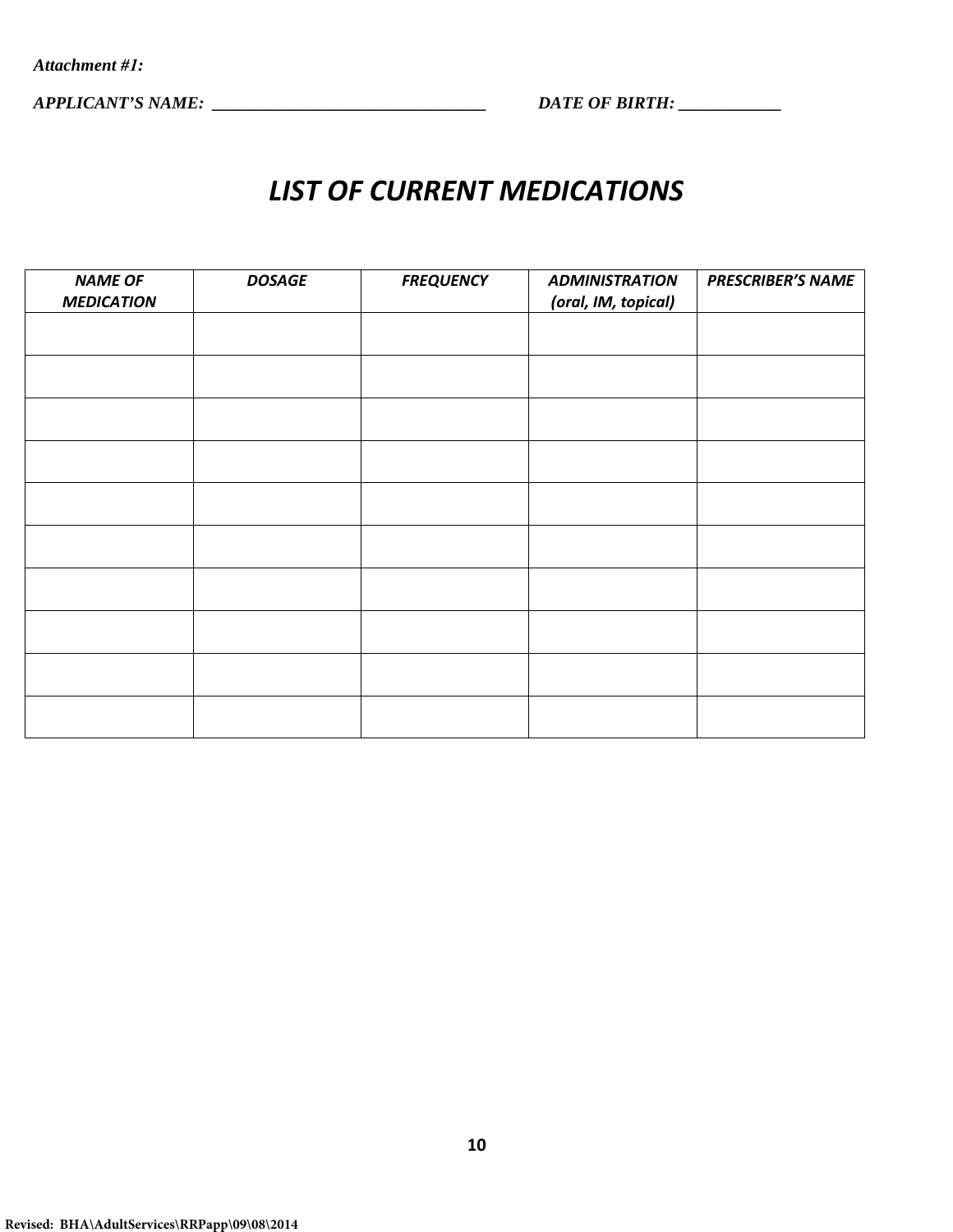*Attachment #1:*

*APPLICANT'S NAME: _________________________________ DATE OF BIRTH: ____________*

# *LIST OF CURRENT MEDICATIONS*

| *NAME OF MEDICATION* | *DOSAGE* | *FREQUENCY* | *ADMINISTRATION (oral, IM, topical)* | *PRESCRIBER'S NAME* |
|---|---|---|---|---|
| | | | | |
| | | | | |
| | | | | |
| | | | | |
| | | | | |
| | | | | |
| | | | | |
| | | | | |
| | | | | |
| | | | | |

Revised: BHA\AdultServices\RRPapp\09\08\2014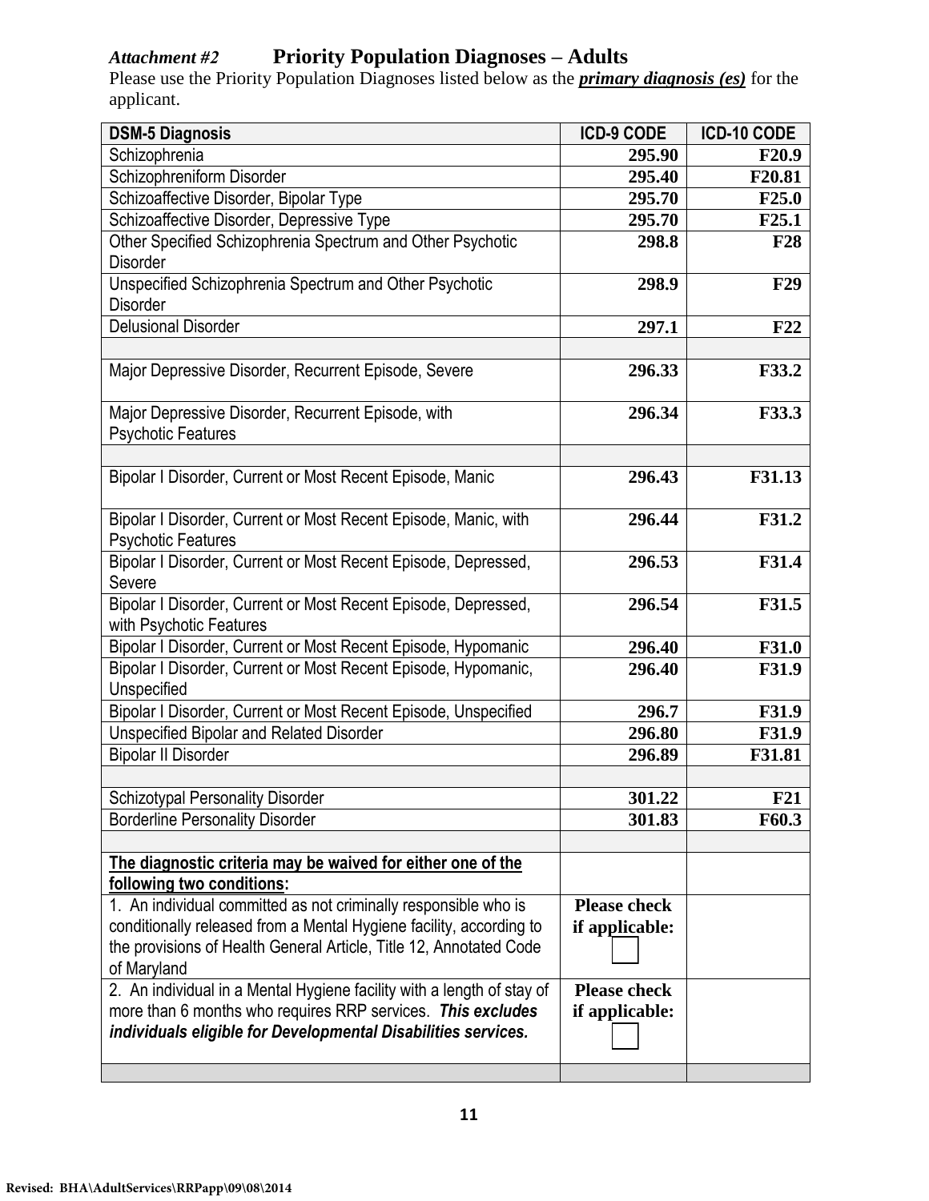*Attachment #2* **Priority Population Diagnoses – Adults**

Please use the Priority Population Diagnoses listed below as the ***primary diagnosis (es)*** for the applicant.

| DSM-5 Diagnosis | ICD-9 CODE | ICD-10 CODE |
|---|---|---|
| Schizophrenia | 295.90 | F20.9 |
| Schizophreniform Disorder | 295.40 | F20.81 |
| Schizoaffective Disorder, Bipolar Type | 295.70 | F25.0 |
| Schizoaffective Disorder, Depressive Type | 295.70 | F25.1 |
| Other Specified Schizophrenia Spectrum and Other Psychotic Disorder | 298.8 | F28 |
| Unspecified Schizophrenia Spectrum and Other Psychotic Disorder | 298.9 | F29 |
| Delusional Disorder | 297.1 | F22 |
| | | |
| Major Depressive Disorder, Recurrent Episode, Severe | 296.33 | F33.2 |
| Major Depressive Disorder, Recurrent Episode, with Psychotic Features | 296.34 | F33.3 |
| | | |
| Bipolar I Disorder, Current or Most Recent Episode, Manic | 296.43 | F31.13 |
| Bipolar I Disorder, Current or Most Recent Episode, Manic, with Psychotic Features | 296.44 | F31.2 |
| Bipolar I Disorder, Current or Most Recent Episode, Depressed, Severe | 296.53 | F31.4 |
| Bipolar I Disorder, Current or Most Recent Episode, Depressed, with Psychotic Features | 296.54 | F31.5 |
| Bipolar I Disorder, Current or Most Recent Episode, Hypomanic | 296.40 | F31.0 |
| Bipolar I Disorder, Current or Most Recent Episode, Hypomanic, Unspecified | 296.40 | F31.9 |
| Bipolar I Disorder, Current or Most Recent Episode, Unspecified | 296.7 | F31.9 |
| Unspecified Bipolar and Related Disorder | 296.80 | F31.9 |
| Bipolar II Disorder | 296.89 | F31.81 |
| | | |
| Schizotypal Personality Disorder | 301.22 | F21 |
| Borderline Personality Disorder | 301.83 | F60.3 |
| | | |
| **The diagnostic criteria may be waived for either one of the following two conditions:** | | |
| 1. An individual committed as not criminally responsible who is conditionally released from a Mental Hygiene facility, according to the provisions of Health General Article, Title 12, Annotated Code of Maryland | **Please check if applicable:** ☐ | |
| 2. An individual in a Mental Hygiene facility with a length of stay of more than 6 months who requires RRP services. ***This excludes individuals eligible for Developmental Disabilities services.*** | **Please check if applicable:** ☐ | |
| | | |

**Revised: BHA\AdultServices\RRPapp\09\08\2014**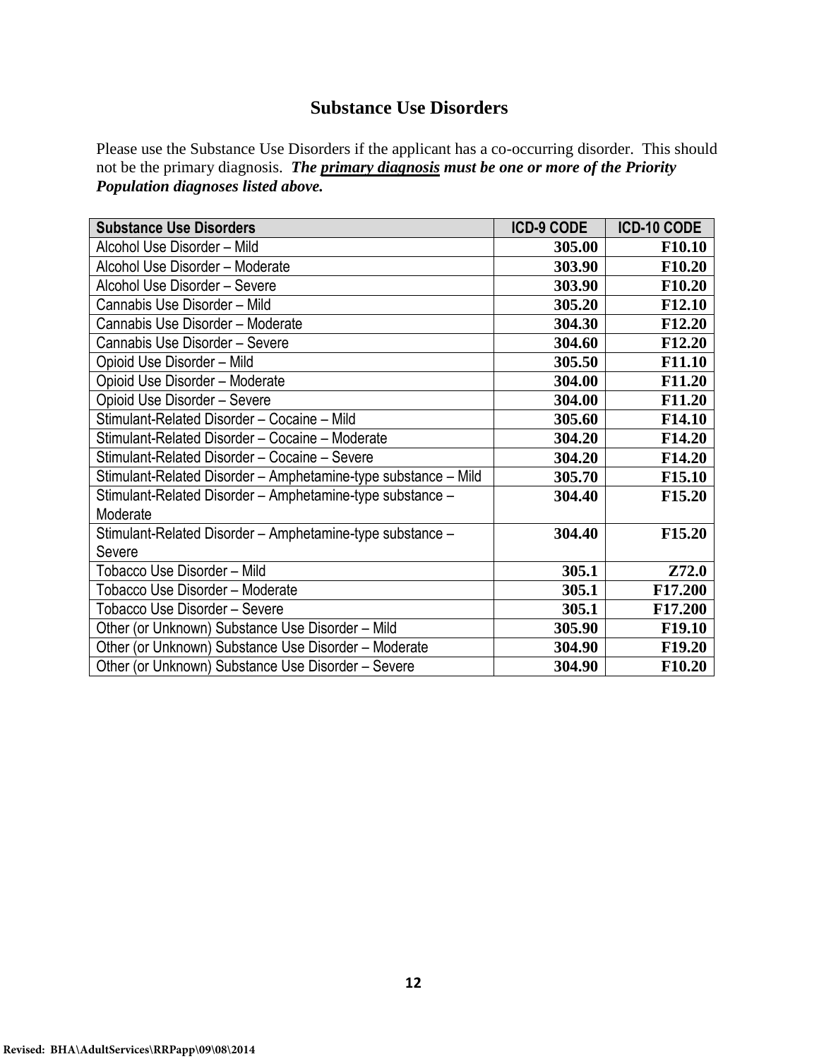## Substance Use Disorders

Please use the Substance Use Disorders if the applicant has a co-occurring disorder. This should not be the primary diagnosis. ***The <u>primary diagnosis</u> must be one or more of the Priority Population diagnoses listed above.***

| Substance Use Disorders | ICD-9 CODE | ICD-10 CODE |
|---|---|---|
| Alcohol Use Disorder – Mild | 305.00 | F10.10 |
| Alcohol Use Disorder – Moderate | 303.90 | F10.20 |
| Alcohol Use Disorder – Severe | 303.90 | F10.20 |
| Cannabis Use Disorder – Mild | 305.20 | F12.10 |
| Cannabis Use Disorder – Moderate | 304.30 | F12.20 |
| Cannabis Use Disorder – Severe | 304.60 | F12.20 |
| Opioid Use Disorder – Mild | 305.50 | F11.10 |
| Opioid Use Disorder – Moderate | 304.00 | F11.20 |
| Opioid Use Disorder – Severe | 304.00 | F11.20 |
| Stimulant-Related Disorder – Cocaine – Mild | 305.60 | F14.10 |
| Stimulant-Related Disorder – Cocaine – Moderate | 304.20 | F14.20 |
| Stimulant-Related Disorder – Cocaine – Severe | 304.20 | F14.20 |
| Stimulant-Related Disorder – Amphetamine-type substance – Mild | 305.70 | F15.10 |
| Stimulant-Related Disorder – Amphetamine-type substance – Moderate | 304.40 | F15.20 |
| Stimulant-Related Disorder – Amphetamine-type substance – Severe | 304.40 | F15.20 |
| Tobacco Use Disorder – Mild | 305.1 | Z72.0 |
| Tobacco Use Disorder – Moderate | 305.1 | F17.200 |
| Tobacco Use Disorder – Severe | 305.1 | F17.200 |
| Other (or Unknown) Substance Use Disorder – Mild | 305.90 | F19.10 |
| Other (or Unknown) Substance Use Disorder – Moderate | 304.90 | F19.20 |
| Other (or Unknown) Substance Use Disorder – Severe | 304.90 | F10.20 |

Revised: BHA\AdultServices\RRPapp\09\08\2014